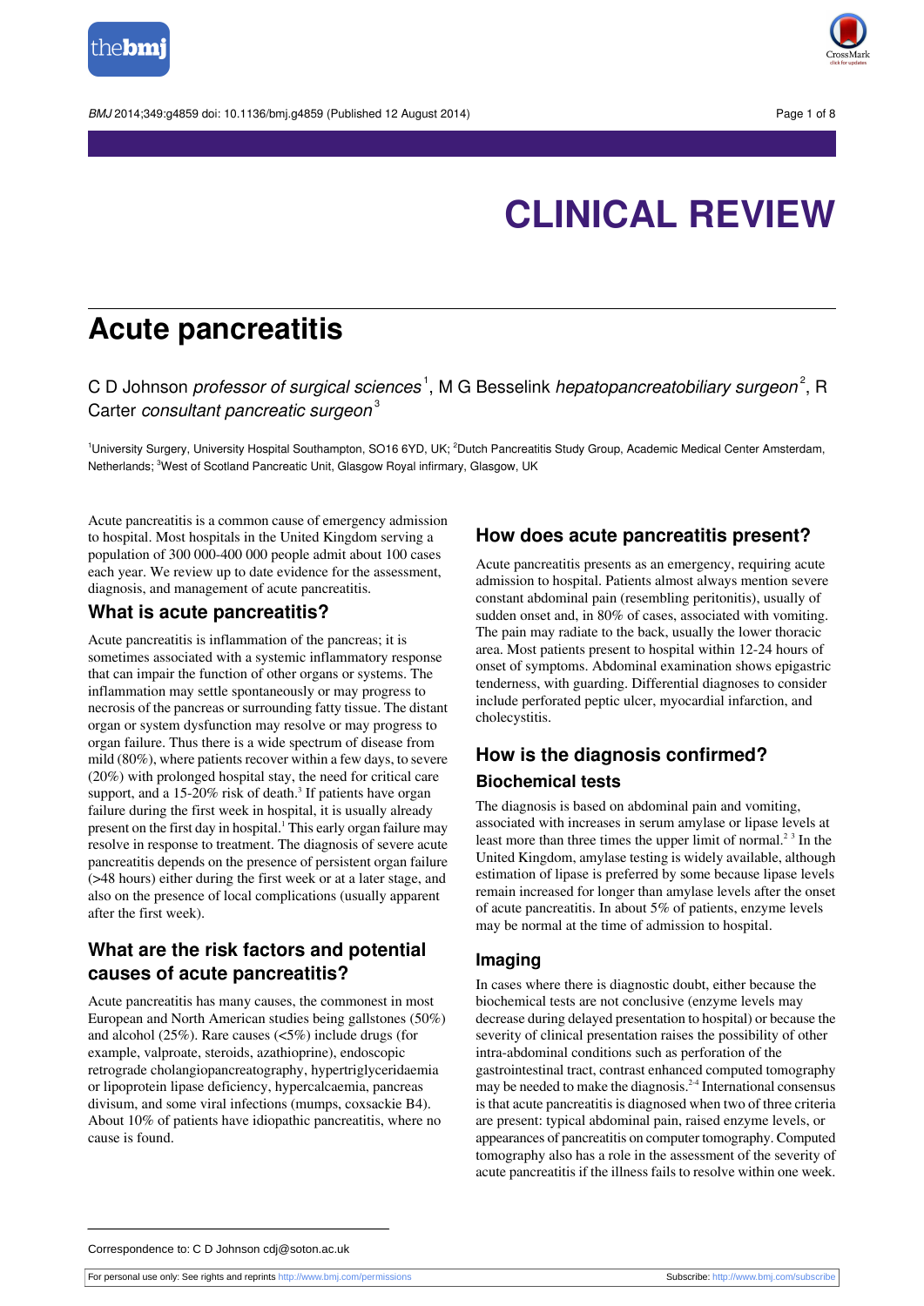# CLINICAL REVIEW

# Acute pancreatitis

C D Johnson *professor of surgical sciences*[1], M G Besselink *hepatopancreatobiliary surgeon*[2], R Carter *consultant pancreatic surgeon*[3]

[1]University Surgery, University Hospital Southampton, SO16 6YD, UK; [2]Dutch Pancreatitis Study Group, Academic Medical Center Amsterdam, Netherlands; [3]West of Scotland Pancreatic Unit, Glasgow Royal infirmary, Glasgow, UK

Acute pancreatitis is a common cause of emergency admission to hospital. Most hospitals in the United Kingdom serving a population of 300 000-400 000 people admit about 100 cases each year. We review up to date evidence for the assessment, diagnosis, and management of acute pancreatitis.

## What is acute pancreatitis?

Acute pancreatitis is inflammation of the pancreas; it is sometimes associated with a systemic inflammatory response that can impair the function of other organs or systems. The inflammation may settle spontaneously or may progress to necrosis of the pancreas or surrounding fatty tissue. The distant organ or system dysfunction may resolve or may progress to organ failure. Thus there is a wide spectrum of disease from mild (80%), where patients recover within a few days, to severe (20%) with prolonged hospital stay, the need for critical care support, and a 15-20% risk of death.[3] If patients have organ failure during the first week in hospital, it is usually already present on the first day in hospital.[1] This early organ failure may resolve in response to treatment. The diagnosis of severe acute pancreatitis depends on the presence of persistent organ failure (>48 hours) either during the first week or at a later stage, and also on the presence of local complications (usually apparent after the first week).

## What are the risk factors and potential causes of acute pancreatitis?

Acute pancreatitis has many causes, the commonest in most European and North American studies being gallstones (50%) and alcohol (25%). Rare causes (<5%) include drugs (for example, valproate, steroids, azathioprine), endoscopic retrograde cholangiopancreatography, hypertriglyceridaemia or lipoprotein lipase deficiency, hypercalcaemia, pancreas divisum, and some viral infections (mumps, coxsackie B4). About 10% of patients have idiopathic pancreatitis, where no cause is found.

## How does acute pancreatitis present?

Acute pancreatitis presents as an emergency, requiring acute admission to hospital. Patients almost always mention severe constant abdominal pain (resembling peritonitis), usually of sudden onset and, in 80% of cases, associated with vomiting. The pain may radiate to the back, usually the lower thoracic area. Most patients present to hospital within 12-24 hours of onset of symptoms. Abdominal examination shows epigastric tenderness, with guarding. Differential diagnoses to consider include perforated peptic ulcer, myocardial infarction, and cholecystitis.

## How is the diagnosis confirmed?

### Biochemical tests

The diagnosis is based on abdominal pain and vomiting, associated with increases in serum amylase or lipase levels at least more than three times the upper limit of normal.[2,3] In the United Kingdom, amylase testing is widely available, although estimation of lipase is preferred by some because lipase levels remain increased for longer than amylase levels after the onset of acute pancreatitis. In about 5% of patients, enzyme levels may be normal at the time of admission to hospital.

### Imaging

In cases where there is diagnostic doubt, either because the biochemical tests are not conclusive (enzyme levels may decrease during delayed presentation to hospital) or because the severity of clinical presentation raises the possibility of other intra-abdominal conditions such as perforation of the gastrointestinal tract, contrast enhanced computed tomography may be needed to make the diagnosis.[2-4] International consensus is that acute pancreatitis is diagnosed when two of three criteria are present: typical abdominal pain, raised enzyme levels, or appearances of pancreatitis on computer tomography. Computed tomography also has a role in the assessment of the severity of acute pancreatitis if the illness fails to resolve within one week.

Correspondence to: C D Johnson cdj@soton.ac.uk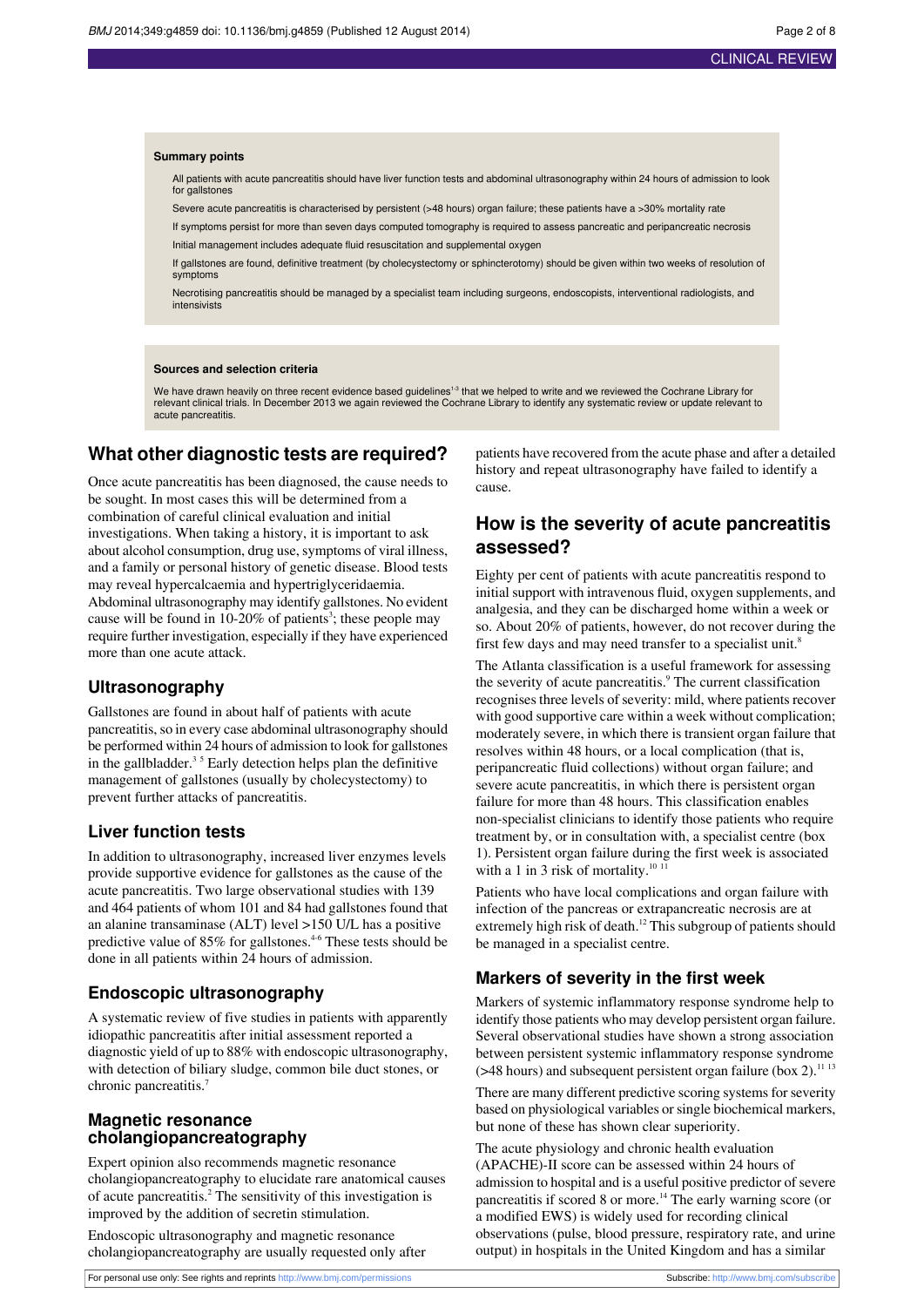**Summary points**

All patients with acute pancreatitis should have liver function tests and abdominal ultrasonography within 24 hours of admission to look for gallstones

Severe acute pancreatitis is characterised by persistent (>48 hours) organ failure; these patients have a >30% mortality rate

If symptoms persist for more than seven days computed tomography is required to assess pancreatic and peripancreatic necrosis

Initial management includes adequate fluid resuscitation and supplemental oxygen

If gallstones are found, definitive treatment (by cholecystectomy or sphincterotomy) should be given within two weeks of resolution of symptoms

Necrotising pancreatitis should be managed by a specialist team including surgeons, endoscopists, interventional radiologists, and intensivists

**Sources and selection criteria**

We have drawn heavily on three recent evidence based guidelines[1-3] that we helped to write and we reviewed the Cochrane Library for relevant clinical trials. In December 2013 we again reviewed the Cochrane Library to identify any systematic review or update relevant to acute pancreatitis.

## What other diagnostic tests are required?

Once acute pancreatitis has been diagnosed, the cause needs to be sought. In most cases this will be determined from a combination of careful clinical evaluation and initial investigations. When taking a history, it is important to ask about alcohol consumption, drug use, symptoms of viral illness, and a family or personal history of genetic disease. Blood tests may reveal hypercalcaemia and hypertriglyceridaemia. Abdominal ultrasonography may identify gallstones. No evident cause will be found in 10-20% of patients[3]; these people may require further investigation, especially if they have experienced more than one acute attack.

### Ultrasonography

Gallstones are found in about half of patients with acute pancreatitis, so in every case abdominal ultrasonography should be performed within 24 hours of admission to look for gallstones in the gallbladder.[3 5] Early detection helps plan the definitive management of gallstones (usually by cholecystectomy) to prevent further attacks of pancreatitis.

### Liver function tests

In addition to ultrasonography, increased liver enzymes levels provide supportive evidence for gallstones as the cause of the acute pancreatitis. Two large observational studies with 139 and 464 patients of whom 101 and 84 had gallstones found that an alanine transaminase (ALT) level >150 U/L has a positive predictive value of 85% for gallstones.[4-6] These tests should be done in all patients within 24 hours of admission.

### Endoscopic ultrasonography

A systematic review of five studies in patients with apparently idiopathic pancreatitis after initial assessment reported a diagnostic yield of up to 88% with endoscopic ultrasonography, with detection of biliary sludge, common bile duct stones, or chronic pancreatitis.[7]

### Magnetic resonance cholangiopancreatography

Expert opinion also recommends magnetic resonance cholangiopancreatography to elucidate rare anatomical causes of acute pancreatitis.[2] The sensitivity of this investigation is improved by the addition of secretin stimulation.

Endoscopic ultrasonography and magnetic resonance cholangiopancreatography are usually requested only after patients have recovered from the acute phase and after a detailed history and repeat ultrasonography have failed to identify a cause.

## How is the severity of acute pancreatitis assessed?

Eighty per cent of patients with acute pancreatitis respond to initial support with intravenous fluid, oxygen supplements, and analgesia, and they can be discharged home within a week or so. About 20% of patients, however, do not recover during the first few days and may need transfer to a specialist unit.[8]

The Atlanta classification is a useful framework for assessing the severity of acute pancreatitis.[9] The current classification recognises three levels of severity: mild, where patients recover with good supportive care within a week without complication; moderately severe, in which there is transient organ failure that resolves within 48 hours, or a local complication (that is, peripancreatic fluid collections) without organ failure; and severe acute pancreatitis, in which there is persistent organ failure for more than 48 hours. This classification enables non-specialist clinicians to identify those patients who require treatment by, or in consultation with, a specialist centre (box 1). Persistent organ failure during the first week is associated with a 1 in 3 risk of mortality.[10 11]

Patients who have local complications and organ failure with infection of the pancreas or extrapancreatic necrosis are at extremely high risk of death.[12] This subgroup of patients should be managed in a specialist centre.

### Markers of severity in the first week

Markers of systemic inflammatory response syndrome help to identify those patients who may develop persistent organ failure. Several observational studies have shown a strong association between persistent systemic inflammatory response syndrome (>48 hours) and subsequent persistent organ failure (box 2).[11 13]

There are many different predictive scoring systems for severity based on physiological variables or single biochemical markers, but none of these has shown clear superiority.

The acute physiology and chronic health evaluation (APACHE)-II score can be assessed within 24 hours of admission to hospital and is a useful positive predictor of severe pancreatitis if scored 8 or more.[14] The early warning score (or a modified EWS) is widely used for recording clinical observations (pulse, blood pressure, respiratory rate, and urine output) in hospitals in the United Kingdom and has a similar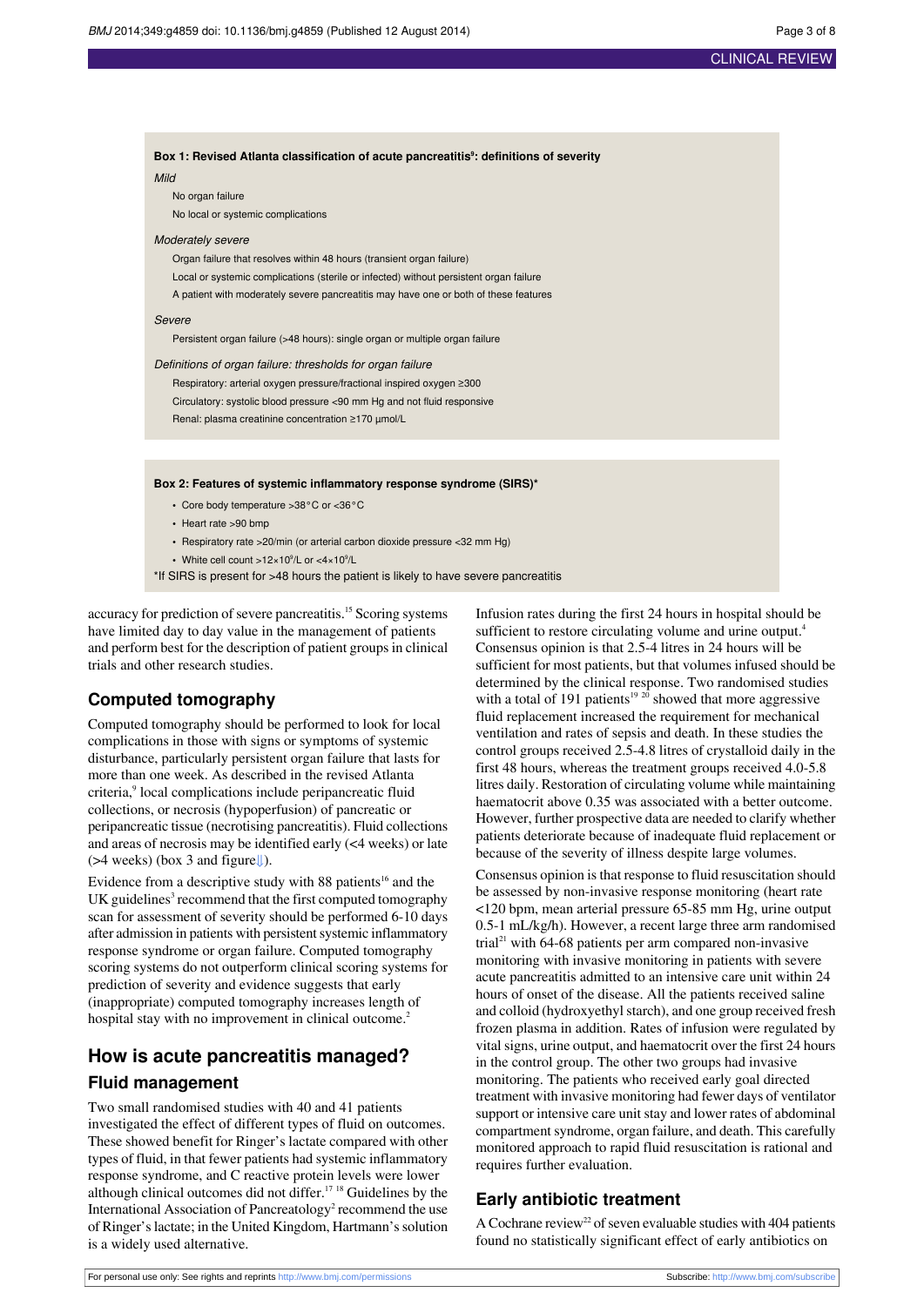**Box 1: Revised Atlanta classification of acute pancreatitis[9]: definitions of severity**

*Mild*

No organ failure

No local or systemic complications

*Moderately severe*

Organ failure that resolves within 48 hours (transient organ failure)

Local or systemic complications (sterile or infected) without persistent organ failure

A patient with moderately severe pancreatitis may have one or both of these features

*Severe*

Persistent organ failure (>48 hours): single organ or multiple organ failure

*Definitions of organ failure: thresholds for organ failure*

Respiratory: arterial oxygen pressure/fractional inspired oxygen ≥300

Circulatory: systolic blood pressure <90 mm Hg and not fluid responsive

Renal: plasma creatinine concentration ≥170 μmol/L

**Box 2: Features of systemic inflammatory response syndrome (SIRS)***

- Core body temperature >38°C or <36°C
- Heart rate >90 bmp
- Respiratory rate >20/min (or arterial carbon dioxide pressure <32 mm Hg)
- White cell count $>12\times10^9$/L or $<4\times10^9$/L

*If SIRS is present for >48 hours the patient is likely to have severe pancreatitis

accuracy for prediction of severe pancreatitis.[15] Scoring systems have limited day to day value in the management of patients and perform best for the description of patient groups in clinical trials and other research studies.

## Computed tomography

Computed tomography should be performed to look for local complications in those with signs or symptoms of systemic disturbance, particularly persistent organ failure that lasts for more than one week. As described in the revised Atlanta criteria,[9] local complications include peripancreatic fluid collections, or necrosis (hypoperfusion) of pancreatic or peripancreatic tissue (necrotising pancreatitis). Fluid collections and areas of necrosis may be identified early (<4 weeks) or late (>4 weeks) (box 3 and figure⇓).

Evidence from a descriptive study with 88 patients[16] and the UK guidelines[3] recommend that the first computed tomography scan for assessment of severity should be performed 6-10 days after admission in patients with persistent systemic inflammatory response syndrome or organ failure. Computed tomography scoring systems do not outperform clinical scoring systems for prediction of severity and evidence suggests that early (inappropriate) computed tomography increases length of hospital stay with no improvement in clinical outcome.[2]

## How is acute pancreatitis managed?

### Fluid management

Two small randomised studies with 40 and 41 patients investigated the effect of different types of fluid on outcomes. These showed benefit for Ringer's lactate compared with other types of fluid, in that fewer patients had systemic inflammatory response syndrome, and C reactive protein levels were lower although clinical outcomes did not differ.[17,18] Guidelines by the International Association of Pancreatology[2] recommend the use of Ringer's lactate; in the United Kingdom, Hartmann's solution is a widely used alternative.

Infusion rates during the first 24 hours in hospital should be sufficient to restore circulating volume and urine output.[4] Consensus opinion is that 2.5-4 litres in 24 hours will be sufficient for most patients, but that volumes infused should be determined by the clinical response. Two randomised studies with a total of 191 patients[19,20] showed that more aggressive fluid replacement increased the requirement for mechanical ventilation and rates of sepsis and death. In these studies the control groups received 2.5-4.8 litres of crystalloid daily in the first 48 hours, whereas the treatment groups received 4.0-5.8 litres daily. Restoration of circulating volume while maintaining haematocrit above 0.35 was associated with a better outcome. However, further prospective data are needed to clarify whether patients deteriorate because of inadequate fluid replacement or because of the severity of illness despite large volumes.

Consensus opinion is that response to fluid resuscitation should be assessed by non-invasive response monitoring (heart rate <120 bpm, mean arterial pressure 65-85 mm Hg, urine output 0.5-1 mL/kg/h). However, a recent large three arm randomised trial[21] with 64-68 patients per arm compared non-invasive monitoring with invasive monitoring in patients with severe acute pancreatitis admitted to an intensive care unit within 24 hours of onset of the disease. All the patients received saline and colloid (hydroxyethyl starch), and one group received fresh frozen plasma in addition. Rates of infusion were regulated by vital signs, urine output, and haematocrit over the first 24 hours in the control group. The other two groups had invasive monitoring. The patients who received early goal directed treatment with invasive monitoring had fewer days of ventilator support or intensive care unit stay and lower rates of abdominal compartment syndrome, organ failure, and death. This carefully monitored approach to rapid fluid resuscitation is rational and requires further evaluation.

### Early antibiotic treatment

A Cochrane review[22] of seven evaluable studies with 404 patients found no statistically significant effect of early antibiotics on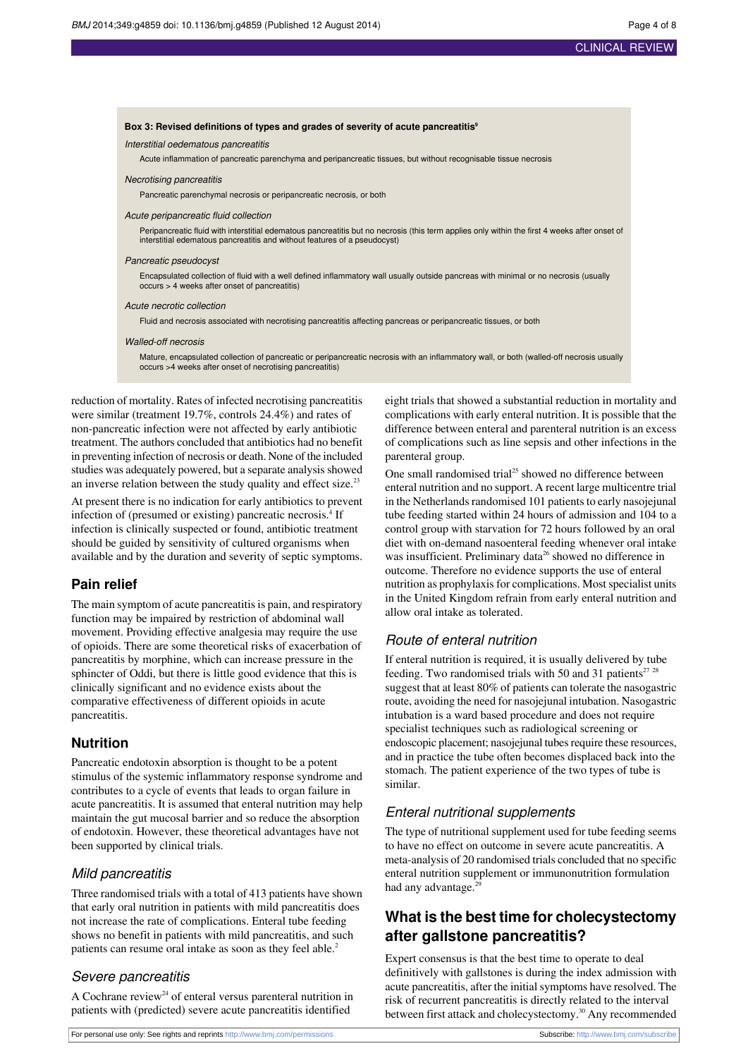**Box 3: Revised definitions of types and grades of severity of acute pancreatitis[9]**

*Interstitial oedematous pancreatitis*

Acute inflammation of pancreatic parenchyma and peripancreatic tissues, but without recognisable tissue necrosis

*Necrotising pancreatitis*

Pancreatic parenchymal necrosis or peripancreatic necrosis, or both

*Acute peripancreatic fluid collection*

Peripancreatic fluid with interstitial edematous pancreatitis but no necrosis (this term applies only within the first 4 weeks after onset of interstitial edematous pancreatitis and without features of a pseudocyst)

*Pancreatic pseudocyst*

Encapsulated collection of fluid with a well defined inflammatory wall usually outside pancreas with minimal or no necrosis (usually occurs > 4 weeks after onset of pancreatitis)

*Acute necrotic collection*

Fluid and necrosis associated with necrotising pancreatitis affecting pancreas or peripancreatic tissues, or both

*Walled-off necrosis*

Mature, encapsulated collection of pancreatic or peripancreatic necrosis with an inflammatory wall, or both (walled-off necrosis usually occurs >4 weeks after onset of necrotising pancreatitis)

reduction of mortality. Rates of infected necrotising pancreatitis were similar (treatment 19.7%, controls 24.4%) and rates of non-pancreatic infection were not affected by early antibiotic treatment. The authors concluded that antibiotics had no benefit in preventing infection of necrosis or death. None of the included studies was adequately powered, but a separate analysis showed an inverse relation between the study quality and effect size.[23]

At present there is no indication for early antibiotics to prevent infection of (presumed or existing) pancreatic necrosis.[4] If infection is clinically suspected or found, antibiotic treatment should be guided by sensitivity of cultured organisms when available and by the duration and severity of septic symptoms.

## Pain relief

The main symptom of acute pancreatitis is pain, and respiratory function may be impaired by restriction of abdominal wall movement. Providing effective analgesia may require the use of opioids. There are some theoretical risks of exacerbation of pancreatitis by morphine, which can increase pressure in the sphincter of Oddi, but there is little good evidence that this is clinically significant and no evidence exists about the comparative effectiveness of different opioids in acute pancreatitis.

## Nutrition

Pancreatic endotoxin absorption is thought to be a potent stimulus of the systemic inflammatory response syndrome and contributes to a cycle of events that leads to organ failure in acute pancreatitis. It is assumed that enteral nutrition may help maintain the gut mucosal barrier and so reduce the absorption of endotoxin. However, these theoretical advantages have not been supported by clinical trials.

### Mild pancreatitis

Three randomised trials with a total of 413 patients have shown that early oral nutrition in patients with mild pancreatitis does not increase the rate of complications. Enteral tube feeding shows no benefit in patients with mild pancreatitis, and such patients can resume oral intake as soon as they feel able.[2]

### Severe pancreatitis

A Cochrane review[24] of enteral versus parenteral nutrition in patients with (predicted) severe acute pancreatitis identified eight trials that showed a substantial reduction in mortality and complications with early enteral nutrition. It is possible that the difference between enteral and parenteral nutrition is an excess of complications such as line sepsis and other infections in the parenteral group.

One small randomised trial[25] showed no difference between enteral nutrition and no support. A recent large multicentre trial in the Netherlands randomised 101 patients to early nasojejunal tube feeding started within 24 hours of admission and 104 to a control group with starvation for 72 hours followed by an oral diet with on-demand nasoenteral feeding whenever oral intake was insufficient. Preliminary data[26] showed no difference in outcome. Therefore no evidence supports the use of enteral nutrition as prophylaxis for complications. Most specialist units in the United Kingdom refrain from early enteral nutrition and allow oral intake as tolerated.

### Route of enteral nutrition

If enteral nutrition is required, it is usually delivered by tube feeding. Two randomised trials with 50 and 31 patients[27,28] suggest that at least 80% of patients can tolerate the nasogastric route, avoiding the need for nasojejunal intubation. Nasogastric intubation is a ward based procedure and does not require specialist techniques such as radiological screening or endoscopic placement; nasojejunal tubes require these resources, and in practice the tube often becomes displaced back into the stomach. The patient experience of the two types of tube is similar.

### Enteral nutritional supplements

The type of nutritional supplement used for tube feeding seems to have no effect on outcome in severe acute pancreatitis. A meta-analysis of 20 randomised trials concluded that no specific enteral nutrition supplement or immunonutrition formulation had any advantage.[29]

## What is the best time for cholecystectomy after gallstone pancreatitis?

Expert consensus is that the best time to operate to deal definitively with gallstones is during the index admission with acute pancreatitis, after the initial symptoms have resolved. The risk of recurrent pancreatitis is directly related to the interval between first attack and cholecystectomy.[30] Any recommended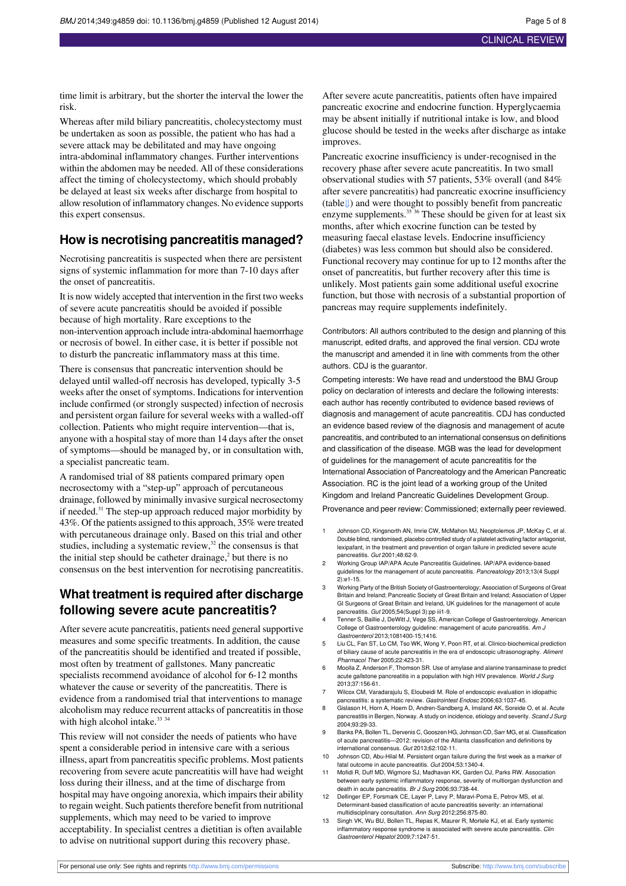time limit is arbitrary, but the shorter the interval the lower the risk.

Whereas after mild biliary pancreatitis, cholecystectomy must be undertaken as soon as possible, the patient who has had a severe attack may be debilitated and may have ongoing intra-abdominal inflammatory changes. Further interventions within the abdomen may be needed. All of these considerations affect the timing of cholecystectomy, which should probably be delayed at least six weeks after discharge from hospital to allow resolution of inflammatory changes. No evidence supports this expert consensus.

## How is necrotising pancreatitis managed?

Necrotising pancreatitis is suspected when there are persistent signs of systemic inflammation for more than 7-10 days after the onset of pancreatitis.

It is now widely accepted that intervention in the first two weeks of severe acute pancreatitis should be avoided if possible because of high mortality. Rare exceptions to the non-intervention approach include intra-abdominal haemorrhage or necrosis of bowel. In either case, it is better if possible not to disturb the pancreatic inflammatory mass at this time.

There is consensus that pancreatic intervention should be delayed until walled-off necrosis has developed, typically 3-5 weeks after the onset of symptoms. Indications for intervention include confirmed (or strongly suspected) infection of necrosis and persistent organ failure for several weeks with a walled-off collection. Patients who might require intervention—that is, anyone with a hospital stay of more than 14 days after the onset of symptoms—should be managed by, or in consultation with, a specialist pancreatic team.

A randomised trial of 88 patients compared primary open necrosectomy with a "step-up" approach of percutaneous drainage, followed by minimally invasive surgical necrosectomy if needed.[31] The step-up approach reduced major morbidity by 43%. Of the patients assigned to this approach, 35% were treated with percutaneous drainage only. Based on this trial and other studies, including a systematic review,[32] the consensus is that the initial step should be catheter drainage,[2] but there is no consensus on the best intervention for necrotising pancreatitis.

## What treatment is required after discharge following severe acute pancreatitis?

After severe acute pancreatitis, patients need general supportive measures and some specific treatments. In addition, the cause of the pancreatitis should be identified and treated if possible, most often by treatment of gallstones. Many pancreatic specialists recommend avoidance of alcohol for 6-12 months whatever the cause or severity of the pancreatitis. There is evidence from a randomised trial that interventions to manage alcoholism may reduce recurrent attacks of pancreatitis in those with high alcohol intake.[33,34]

This review will not consider the needs of patients who have spent a considerable period in intensive care with a serious illness, apart from pancreatitis specific problems. Most patients recovering from severe acute pancreatitis will have had weight loss during their illness, and at the time of discharge from hospital may have ongoing anorexia, which impairs their ability to regain weight. Such patients therefore benefit from nutritional supplements, which may need to be varied to improve acceptability. In specialist centres a dietitian is often available to advise on nutritional support during this recovery phase.

After severe acute pancreatitis, patients often have impaired pancreatic exocrine and endocrine function. Hyperglycaemia may be absent initially if nutritional intake is low, and blood glucose should be tested in the weeks after discharge as intake improves.

Pancreatic exocrine insufficiency is under-recognised in the recovery phase after severe acute pancreatitis. In two small observational studies with 57 patients, 53% overall (and 84% after severe pancreatitis) had pancreatic exocrine insufficiency (table) and were thought to possibly benefit from pancreatic enzyme supplements.[35,36] These should be given for at least six months, after which exocrine function can be tested by measuring faecal elastase levels. Endocrine insufficiency (diabetes) was less common but should also be considered. Functional recovery may continue for up to 12 months after the onset of pancreatitis, but further recovery after this time is unlikely. Most patients gain some additional useful exocrine function, but those with necrosis of a substantial proportion of pancreas may require supplements indefinitely.

Contributors: All authors contributed to the design and planning of this manuscript, edited drafts, and approved the final version. CDJ wrote the manuscript and amended it in line with comments from the other authors. CDJ is the guarantor.

Competing interests: We have read and understood the BMJ Group policy on declaration of interests and declare the following interests: each author has recently contributed to evidence based reviews of diagnosis and management of acute pancreatitis. CDJ has conducted an evidence based review of the diagnosis and management of acute pancreatitis, and contributed to an international consensus on definitions and classification of the disease. MGB was the lead for development of guidelines for the management of acute pancreatitis for the International Association of Pancreatology and the American Pancreatic Association. RC is the joint lead of a working group of the United Kingdom and Ireland Pancreatic Guidelines Development Group.

Provenance and peer review: Commissioned; externally peer reviewed.

1. Johnson CD, Kingsnorth AN, Imrie CW, McMahon MJ, Neoptolemos JP, McKay C, et al. Double blind, randomised, placebo controlled study of a platelet activating factor antagonist, lexipafant, in the treatment and prevention of organ failure in predicted severe acute pancreatitis. *Gut* 2001;48:62-9.
2. Working Group IAP/APA Acute Pancreatitis Guidelines. IAP/APA evidence-based guidelines for the management of acute pancreatitis. *Pancreatology* 2013;13(4 Suppl 2):e1-15.
3. Working Party of the British Society of Gastroenterology; Association of Surgeons of Great Britain and Ireland; Pancreatic Society of Great Britain and Ireland; Association of Upper GI Surgeons of Great Britain and Ireland, UK guidelines for the management of acute pancreatitis. *Gut* 2005;54(Suppl 3):pp iii1-9.
4. Tenner S, Baillie J, DeWitt J, Vege SS, American College of Gastroenterology. American College of Gastroenterology guideline: management of acute pancreatitis. *Am J Gastroenterol* 2013;1081400-15;1416.
5. Liu CL, Fan ST, Lo CM, Tso WK, Wong Y, Poon RT, et al. Clinico-biochemical prediction of biliary cause of acute pancreatitis in the era of endoscopic ultrasonography. *Aliment Pharmacol Ther* 2005;22:423-31.
6. Moolla Z, Anderson F, Thomson SR. Use of amylase and alanine transaminase to predict acute gallstone pancreatitis in a population with high HIV prevalence. *World J Surg* 2013;37:156-61.
7. Wilcox CM, Varadarajulu S, Eloubeidi M. Role of endoscopic evaluation in idiopathic pancreatitis: a systematic review. *Gastrointest Endosc* 2006;63:1037-45.
8. Gislason H, Horn A, Hoem D, Andren-Sandberg A, Imsland AK, Soreide O, et al. Acute pancreatitis in Bergen, Norway. A study on incidence, etiology and severity. *Scand J Surg* 2004;93:29-33.
9. Banks PA, Bollen TL, Dervenis C, Gooszen HG, Johnson CD, Sarr MG, et al. Classification of acute pancreatitis—2012: revision of the Atlanta classification and definitions by international consensus. *Gut* 2013;62:102-11.
10. Johnson CD, Abu-Hilal M. Persistent organ failure during the first week as a marker of fatal outcome in acute pancreatitis. *Gut* 2004;53:1340-4.
11. Mofidi R, Duff MD, Wigmore SJ, Madhavan KK, Garden OJ, Parks RW. Association between early systemic inflammatory response, severity of multiorgan dysfunction and death in acute pancreatitis. *Br J Surg* 2006;93:738-44.
12. Dellinger EP, Forsmark CE, Layer P, Levy P, Maravi-Poma E, Petrov MS, et al. Determinant-based classification of acute pancreatitis severity: an international multidisciplinary consultation. *Ann Surg* 2012;256:875-80.
13. Singh VK, Wu BU, Bollen TL, Repas K, Maurer R, Mortele KJ, et al. Early systemic inflammatory response syndrome is associated with severe acute pancreatitis. *Clin Gastroenterol Hepatol* 2009;7:1247-51.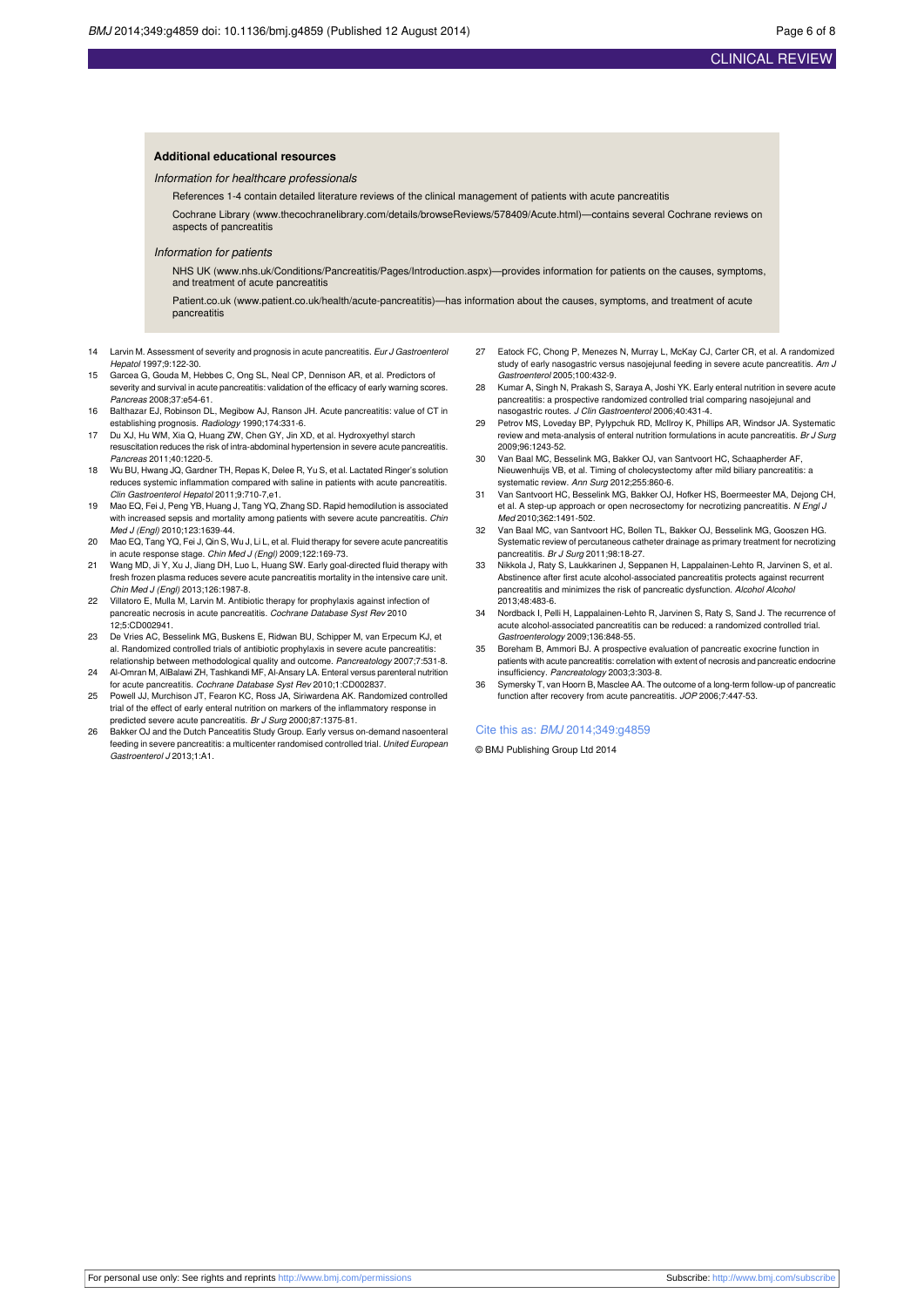### Additional educational resources

*Information for healthcare professionals*

References 1-4 contain detailed literature reviews of the clinical management of patients with acute pancreatitis

Cochrane Library (www.thecochranelibrary.com/details/browseReviews/578409/Acute.html)—contains several Cochrane reviews on aspects of pancreatitis

*Information for patients*

NHS UK (www.nhs.uk/Conditions/Pancreatitis/Pages/Introduction.aspx)—provides information for patients on the causes, symptoms, and treatment of acute pancreatitis

Patient.co.uk (www.patient.co.uk/health/acute-pancreatitis)—has information about the causes, symptoms, and treatment of acute pancreatitis

14 Larvin M. Assessment of severity and prognosis in acute pancreatitis. *Eur J Gastroenterol Hepatol* 1997;9:122-30.
15 Garcea G, Gouda M, Hebbes C, Ong SL, Neal CP, Dennison AR, et al. Predictors of severity and survival in acute pancreatitis: validation of the efficacy of early warning scores. *Pancreas* 2008;37:e54-61.
16 Balthazar EJ, Robinson DL, Megibow AJ, Ranson JH. Acute pancreatitis: value of CT in establishing prognosis. *Radiology* 1990;174:331-6.
17 Du XJ, Hu WM, Xia Q, Huang ZW, Chen GY, Jin XD, et al. Hydroxyethyl starch resuscitation reduces the risk of intra-abdominal hypertension in severe acute pancreatitis. *Pancreas* 2011;40:1220-5.
18 Wu BU, Hwang JQ, Gardner TH, Repas K, Delee R, Yu S, et al. Lactated Ringer's solution reduces systemic inflammation compared with saline in patients with acute pancreatitis. *Clin Gastroenterol Hepatol* 2011;9:710-7,e1.
19 Mao EQ, Fei J, Peng YB, Huang J, Tang YQ, Zhang SD. Rapid hemodilution is associated with increased sepsis and mortality among patients with severe acute pancreatitis. *Chin Med J (Engl)* 2010;123:1639-44.
20 Mao EQ, Tang YQ, Fei J, Qin S, Wu J, Li L, et al. Fluid therapy for severe acute pancreatitis in acute response stage. *Chin Med J (Engl)* 2009;122:169-73.
21 Wang MD, Ji Y, Xu J, Jiang DH, Luo L, Huang SW. Early goal-directed fluid therapy with fresh frozen plasma reduces severe acute pancreatitis mortality in the intensive care unit. *Chin Med J (Engl)* 2013;126:1987-8.
22 Villatoro E, Mulla M, Larvin M. Antibiotic therapy for prophylaxis against infection of pancreatic necrosis in acute pancreatitis. *Cochrane Database Syst Rev* 2010 12;5:CD002941.
23 De Vries AC, Besselink MG, Buskens E, Ridwan BU, Schipper M, van Erpecum KJ, et al. Randomized controlled trials of antibiotic prophylaxis in severe acute pancreatitis: relationship between methodological quality and outcome. *Pancreatology* 2007;7:531-8.
24 Al-Omran M, AlBalawi ZH, Tashkandi MF, Al-Ansary LA. Enteral versus parenteral nutrition for acute pancreatitis. *Cochrane Database Syst Rev* 2010;1:CD002837.
25 Powell JJ, Murchison JT, Fearon KC, Ross JA, Siriwardena AK. Randomized controlled trial of the effect of early enteral nutrition on markers of the inflammatory response in predicted severe acute pancreatitis. *Br J Surg* 2000;87:1375-81.
26 Bakker OJ and the Dutch Panceatitis Study Group. Early versus on-demand nasoenteral feeding in severe pancreatitis: a multicenter randomised controlled trial. *United European Gastroenterol J* 2013;1:A1.
27 Eatock FC, Chong P, Menezes N, Murray L, McKay CJ, Carter CR, et al. A randomized study of early nasogastric versus nasojejunal feeding in severe acute pancreatitis. *Am J Gastroenterol* 2005;100:432-9.
28 Kumar A, Singh N, Prakash S, Saraya A, Joshi YK. Early enteral nutrition in severe acute pancreatitis: a prospective randomized controlled trial comparing nasojejunal and nasogastric routes. *J Clin Gastroenterol* 2006;40:431-4.
29 Petrov MS, Loveday BP, Pylypchuk RD, McIlroy K, Phillips AR, Windsor JA. Systematic review and meta-analysis of enteral nutrition formulations in acute pancreatitis. *Br J Surg* 2009;96:1243-52.
30 Van Baal MC, Besselink MG, Bakker OJ, van Santvoort HC, Schaapherder AF, Nieuwenhuijs VB, et al. Timing of cholecystectomy after mild biliary pancreatitis: a systematic review. *Ann Surg* 2012;255:860-6.
31 Van Santvoort HC, Besselink MG, Bakker OJ, Hofker HS, Boermeester MA, Dejong CH, et al. A step-up approach or open necrosectomy for necrotizing pancreatitis. *N Engl J Med* 2010;362:1491-502.
32 Van Baal MC, van Santvoort HC, Bollen TL, Bakker OJ, Besselink MG, Gooszen HG. Systematic review of percutaneous catheter drainage as primary treatment for necrotizing pancreatitis. *Br J Surg* 2011;98:18-27.
33 Nikkola J, Raty S, Laukkarinen J, Seppanen H, Lappalainen-Lehto R, Jarvinen S, et al. Abstinence after first acute alcohol-associated pancreatitis protects against recurrent pancreatitis and minimizes the risk of pancreatic dysfunction. *Alcohol Alcohol* 2013;48:483-6.
34 Nordback I, Pelli H, Lappalainen-Lehto R, Jarvinen S, Raty S, Sand J. The recurrence of acute alcohol-associated pancreatitis can be reduced: a randomized controlled trial. *Gastroenterology* 2009;136:848-55.
35 Boreham B, Ammori BJ. A prospective evaluation of pancreatic exocrine function in patients with acute pancreatitis: correlation with extent of necrosis and pancreatic endocrine insufficiency. *Pancreatology* 2003;3:303-8.
36 Symersky T, van Hoorn B, Masclee AA. The outcome of a long-term follow-up of pancreatic function after recovery from acute pancreatitis. *JOP* 2006;7:447-53.

Cite this as: *BMJ* 2014;349:g4859

© BMJ Publishing Group Ltd 2014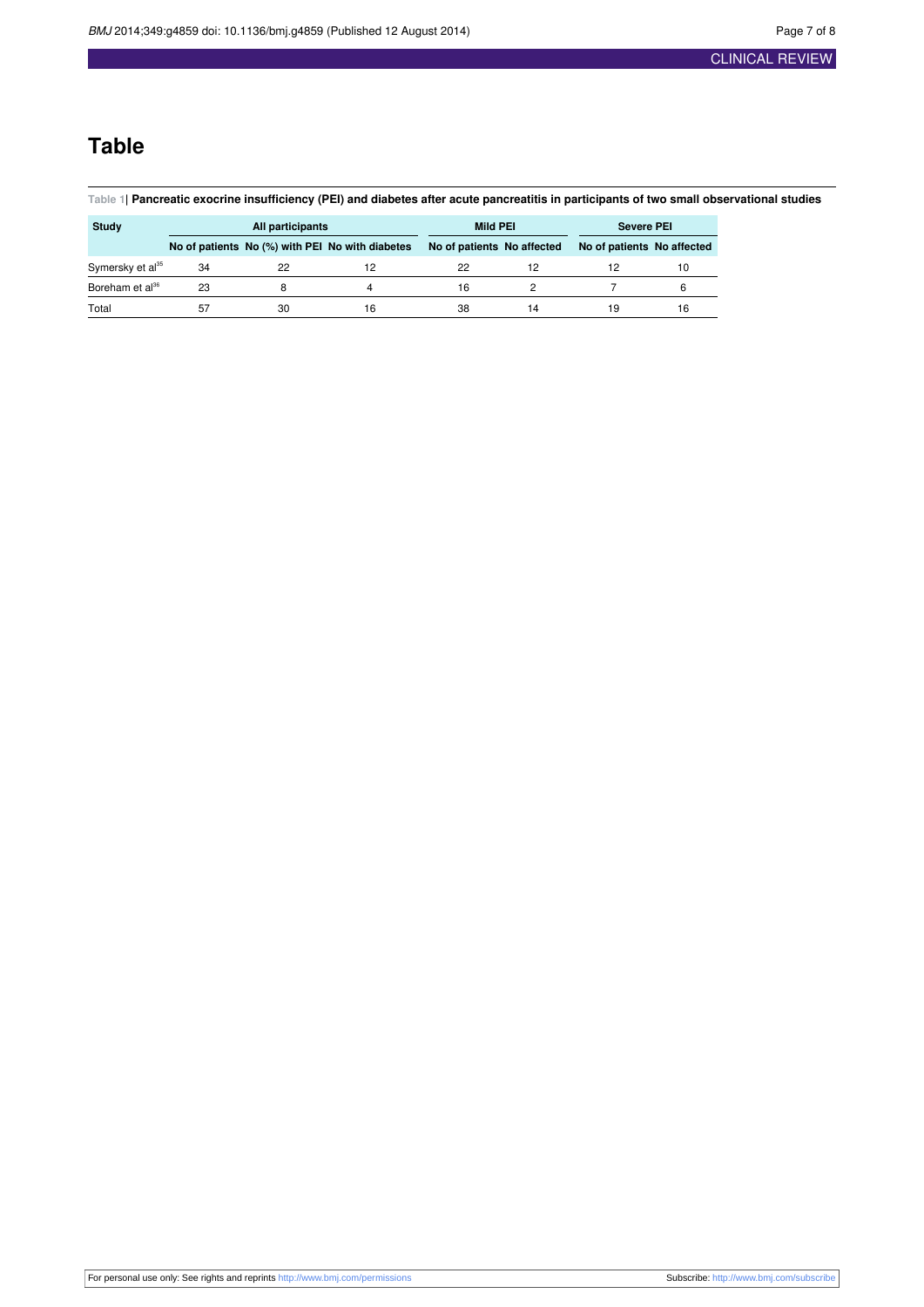## Table

**Table 1| Pancreatic exocrine insufficiency (PEI) and diabetes after acute pancreatitis in participants of two small observational studies**

| Study | All participants | | | Mild PEI | | Severe PEI | |
|---|---|---|---|---|---|---|---|
| | No of patients | No (%) with PEI | No with diabetes | No of patients | No affected | No of patients | No affected |
| Symersky et al[35] | 34 | 22 | 12 | 22 | 12 | 12 | 10 |
| Boreham et al[36] | 23 | 8 | 4 | 16 | 2 | 7 | 6 |
| Total | 57 | 30 | 16 | 38 | 14 | 19 | 16 |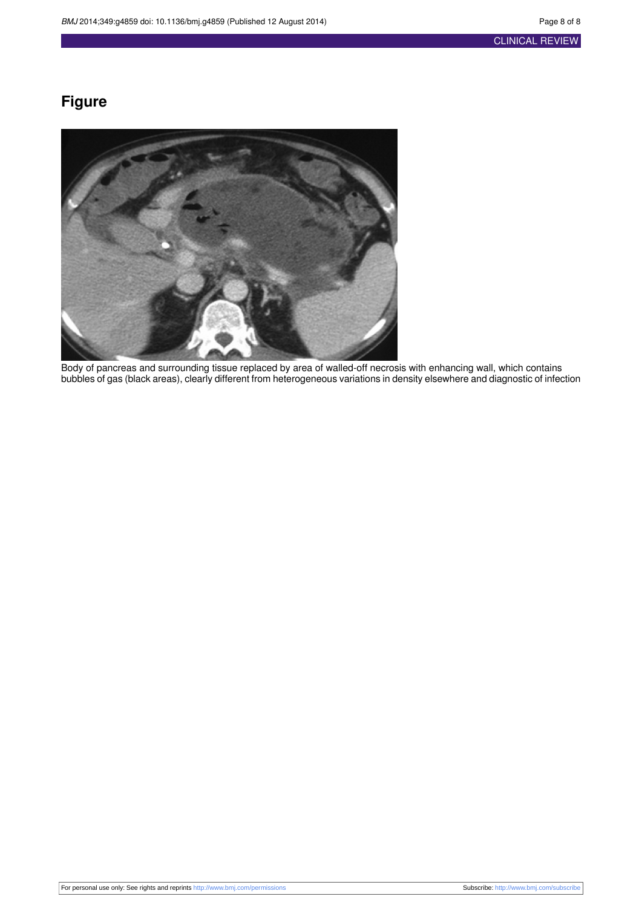## Figure

Body of pancreas and surrounding tissue replaced by area of walled-off necrosis with enhancing wall, which contains bubbles of gas (black areas), clearly different from heterogeneous variations in density elsewhere and diagnostic of infection